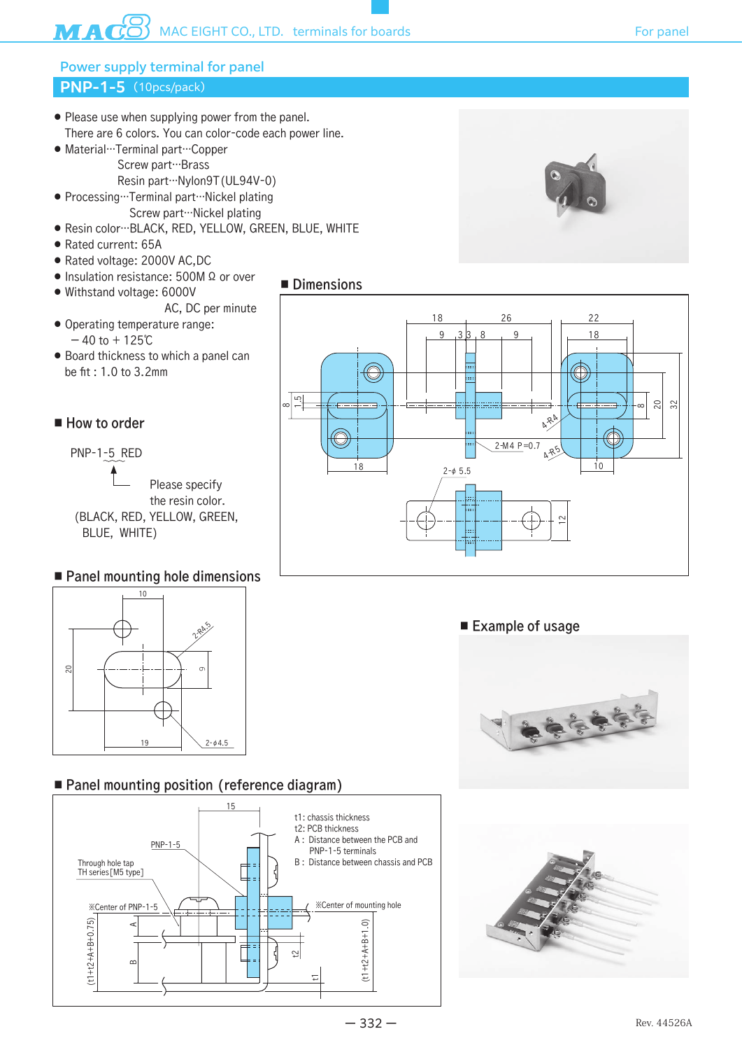## Power supply terminal for panel

## PNP-1-5 (10pcs/pack)

- Please use when supplying power from the panel. There are 6 colors. You can color-code each power line.
- Material···Terminal part···Copper
  Screw part···Brass
  Resin part···Nylon9T (UL94V-0)
- Processing···Terminal part···Nickel plating
  Screw part···Nickel plating
- Resin color···BLACK, RED, YELLOW, GREEN, BLUE, WHITE
- Rated current: 65A
- Rated voltage: 2000V AC,DC
- Insulation resistance: 500M Ω or over
- Withstand voltage: 6000V AC, DC per minute
- Operating temperature range: − 40 to + 125℃
- Board thickness to which a panel can be fit : 1.0 to 3.2mm

### ■ How to order

PNP-1-5 RED

Please specify the resin color.
(BLACK, RED, YELLOW, GREEN, BLUE, WHITE)

### ■ Dimensions

### ■ Panel mounting hole dimensions

### ■ Example of usage

### ■ Panel mounting position (reference diagram)

t1: chassis thickness
t2: PCB thickness
A : Distance between the PCB and PNP-1-5 terminals
B : Distance between chassis and PCB

Rev. 44526A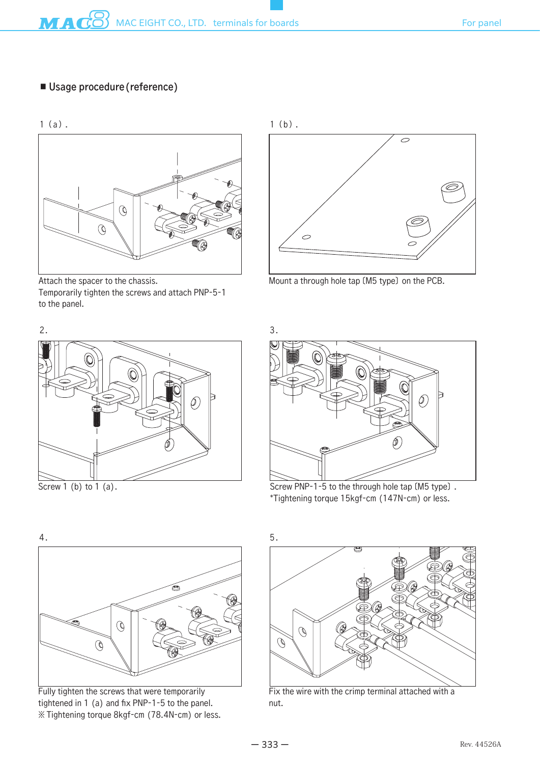■ Usage procedure (reference)

1（a）.

Attach the spacer to the chassis.
Temporarily tighten the screws and attach PNP-5-1 to the panel.

1（b）.

Mount a through hole tap〔M5 type〕on the PCB.

2.

Screw 1 (b) to 1 (a).

3.

Screw PNP-1-5 to the through hole tap〔M5 type〕.
*Tightening torque 15kgf-cm (147N-cm) or less.

4.

Fully tighten the screws that were temporarily tightened in 1 (a) and fix PNP-1-5 to the panel.
※Tightening torque 8kgf-cm (78.4N-cm) or less.

5.

Fix the wire with the crimp terminal attached with a nut.